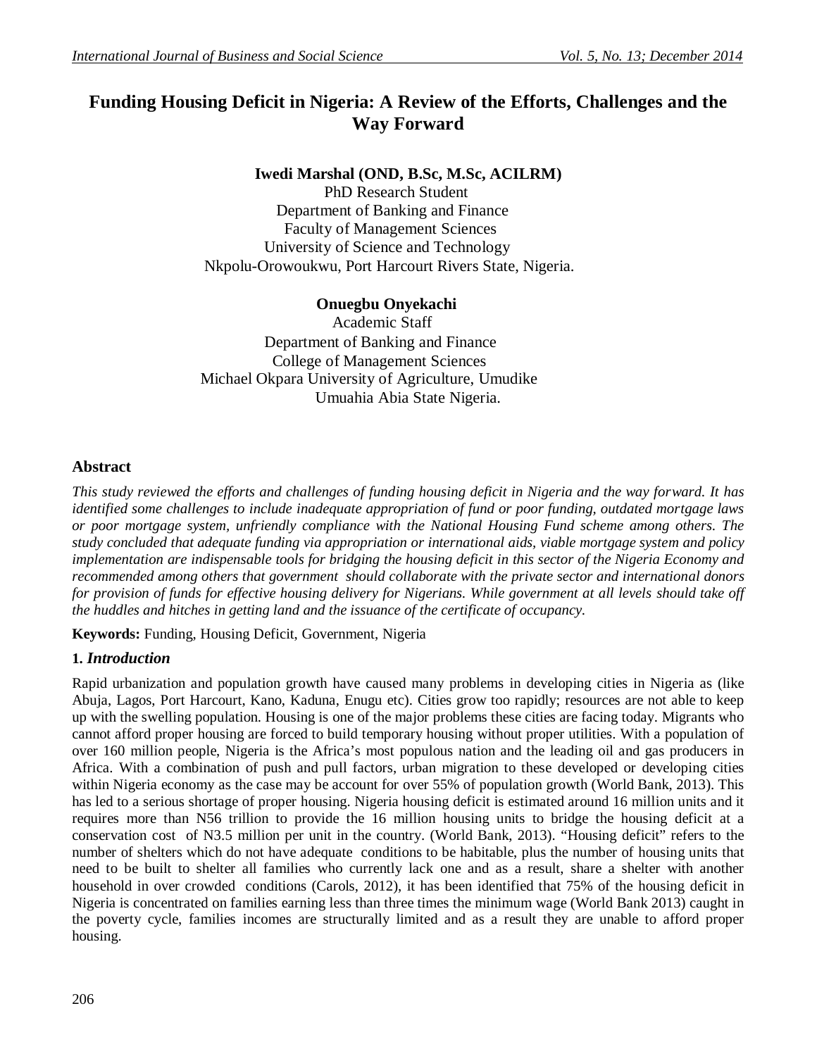# Funding Housing Deficit in Nigeria: A Review of the Efforts, Challenges and the Way Forward

**Iwedi Marshal (OND, B.Sc, M.Sc, ACILRM)**
PhD Research Student
Department of Banking and Finance
Faculty of Management Sciences
University of Science and Technology
Nkpolu-Orowoukwu, Port Harcourt Rivers State, Nigeria.

**Onuegbu Onyekachi**
Academic Staff
Department of Banking and Finance
College of Management Sciences
Michael Okpara University of Agriculture, Umudike
Umuahia Abia State Nigeria.

## Abstract

*This study reviewed the efforts and challenges of funding housing deficit in Nigeria and the way forward. It has identified some challenges to include inadequate appropriation of fund or poor funding, outdated mortgage laws or poor mortgage system, unfriendly compliance with the National Housing Fund scheme among others. The study concluded that adequate funding via appropriation or international aids, viable mortgage system and policy implementation are indispensable tools for bridging the housing deficit in this sector of the Nigeria Economy and recommended among others that government should collaborate with the private sector and international donors for provision of funds for effective housing delivery for Nigerians. While government at all levels should take off the huddles and hitches in getting land and the issuance of the certificate of occupancy.*

**Keywords:** Funding, Housing Deficit, Government, Nigeria

## 1. *Introduction*

Rapid urbanization and population growth have caused many problems in developing cities in Nigeria as (like Abuja, Lagos, Port Harcourt, Kano, Kaduna, Enugu etc). Cities grow too rapidly; resources are not able to keep up with the swelling population. Housing is one of the major problems these cities are facing today. Migrants who cannot afford proper housing are forced to build temporary housing without proper utilities. With a population of over 160 million people, Nigeria is the Africa's most populous nation and the leading oil and gas producers in Africa. With a combination of push and pull factors, urban migration to these developed or developing cities within Nigeria economy as the case may be account for over 55% of population growth (World Bank, 2013). This has led to a serious shortage of proper housing. Nigeria housing deficit is estimated around 16 million units and it requires more than N56 trillion to provide the 16 million housing units to bridge the housing deficit at a conservation cost of N3.5 million per unit in the country. (World Bank, 2013). "Housing deficit" refers to the number of shelters which do not have adequate conditions to be habitable, plus the number of housing units that need to be built to shelter all families who currently lack one and as a result, share a shelter with another household in over crowded conditions (Carols, 2012), it has been identified that 75% of the housing deficit in Nigeria is concentrated on families earning less than three times the minimum wage (World Bank 2013) caught in the poverty cycle, families incomes are structurally limited and as a result they are unable to afford proper housing.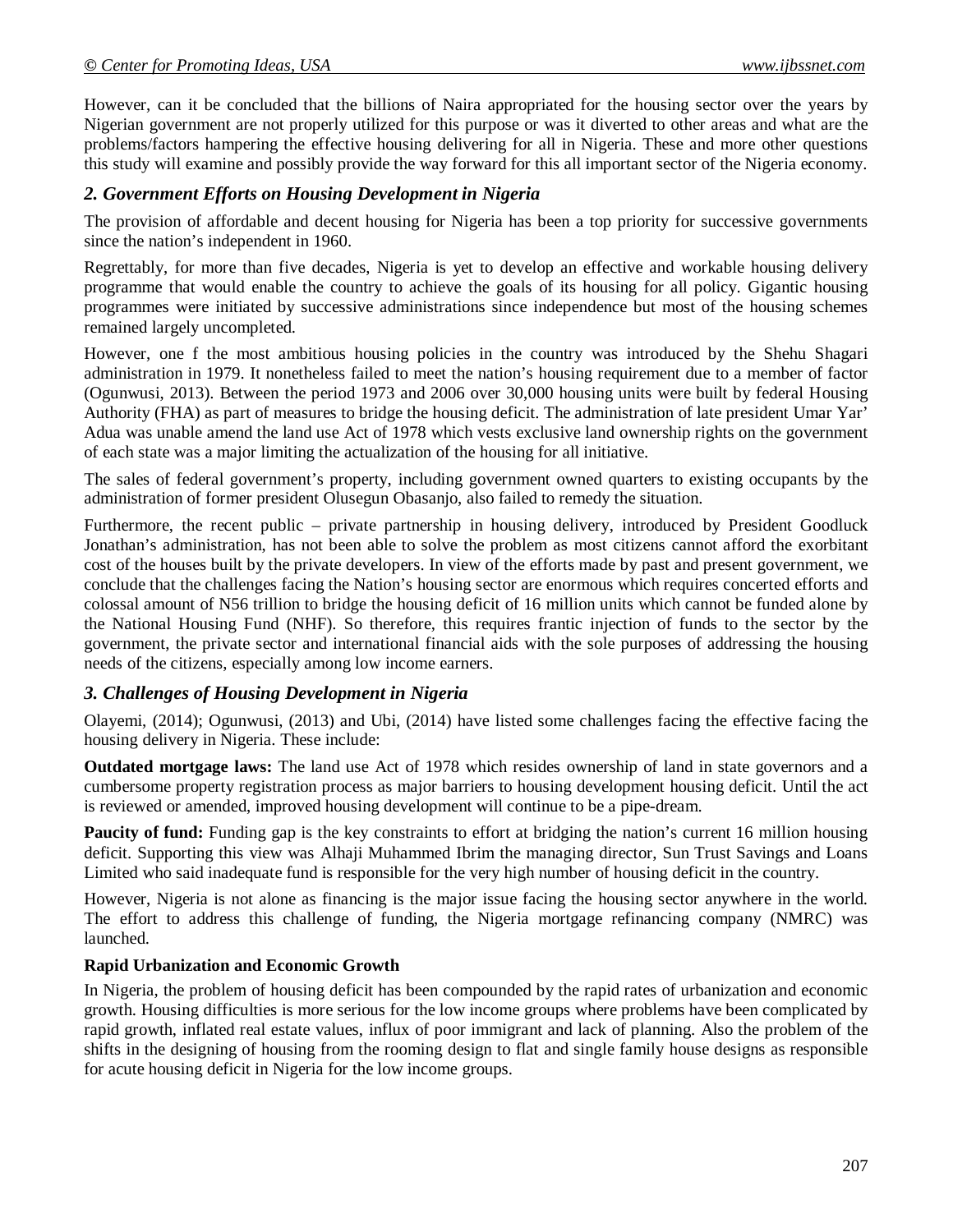However, can it be concluded that the billions of Naira appropriated for the housing sector over the years by Nigerian government are not properly utilized for this purpose or was it diverted to other areas and what are the problems/factors hampering the effective housing delivering for all in Nigeria. These and more other questions this study will examine and possibly provide the way forward for this all important sector of the Nigeria economy.

## *2. Government Efforts on Housing Development in Nigeria*

The provision of affordable and decent housing for Nigeria has been a top priority for successive governments since the nation's independent in 1960.

Regrettably, for more than five decades, Nigeria is yet to develop an effective and workable housing delivery programme that would enable the country to achieve the goals of its housing for all policy. Gigantic housing programmes were initiated by successive administrations since independence but most of the housing schemes remained largely uncompleted.

However, one f the most ambitious housing policies in the country was introduced by the Shehu Shagari administration in 1979. It nonetheless failed to meet the nation's housing requirement due to a member of factor (Ogunwusi, 2013). Between the period 1973 and 2006 over 30,000 housing units were built by federal Housing Authority (FHA) as part of measures to bridge the housing deficit. The administration of late president Umar Yar' Adua was unable amend the land use Act of 1978 which vests exclusive land ownership rights on the government of each state was a major limiting the actualization of the housing for all initiative.

The sales of federal government's property, including government owned quarters to existing occupants by the administration of former president Olusegun Obasanjo, also failed to remedy the situation.

Furthermore, the recent public – private partnership in housing delivery, introduced by President Goodluck Jonathan's administration, has not been able to solve the problem as most citizens cannot afford the exorbitant cost of the houses built by the private developers. In view of the efforts made by past and present government, we conclude that the challenges facing the Nation's housing sector are enormous which requires concerted efforts and colossal amount of N56 trillion to bridge the housing deficit of 16 million units which cannot be funded alone by the National Housing Fund (NHF). So therefore, this requires frantic injection of funds to the sector by the government, the private sector and international financial aids with the sole purposes of addressing the housing needs of the citizens, especially among low income earners.

## *3. Challenges of Housing Development in Nigeria*

Olayemi, (2014); Ogunwusi, (2013) and Ubi, (2014) have listed some challenges facing the effective facing the housing delivery in Nigeria. These include:

**Outdated mortgage laws:** The land use Act of 1978 which resides ownership of land in state governors and a cumbersome property registration process as major barriers to housing development housing deficit. Until the act is reviewed or amended, improved housing development will continue to be a pipe-dream.

**Paucity of fund:** Funding gap is the key constraints to effort at bridging the nation's current 16 million housing deficit. Supporting this view was Alhaji Muhammed Ibrim the managing director, Sun Trust Savings and Loans Limited who said inadequate fund is responsible for the very high number of housing deficit in the country.

However, Nigeria is not alone as financing is the major issue facing the housing sector anywhere in the world. The effort to address this challenge of funding, the Nigeria mortgage refinancing company (NMRC) was launched.

**Rapid Urbanization and Economic Growth**

In Nigeria, the problem of housing deficit has been compounded by the rapid rates of urbanization and economic growth. Housing difficulties is more serious for the low income groups where problems have been complicated by rapid growth, inflated real estate values, influx of poor immigrant and lack of planning. Also the problem of the shifts in the designing of housing from the rooming design to flat and single family house designs as responsible for acute housing deficit in Nigeria for the low income groups.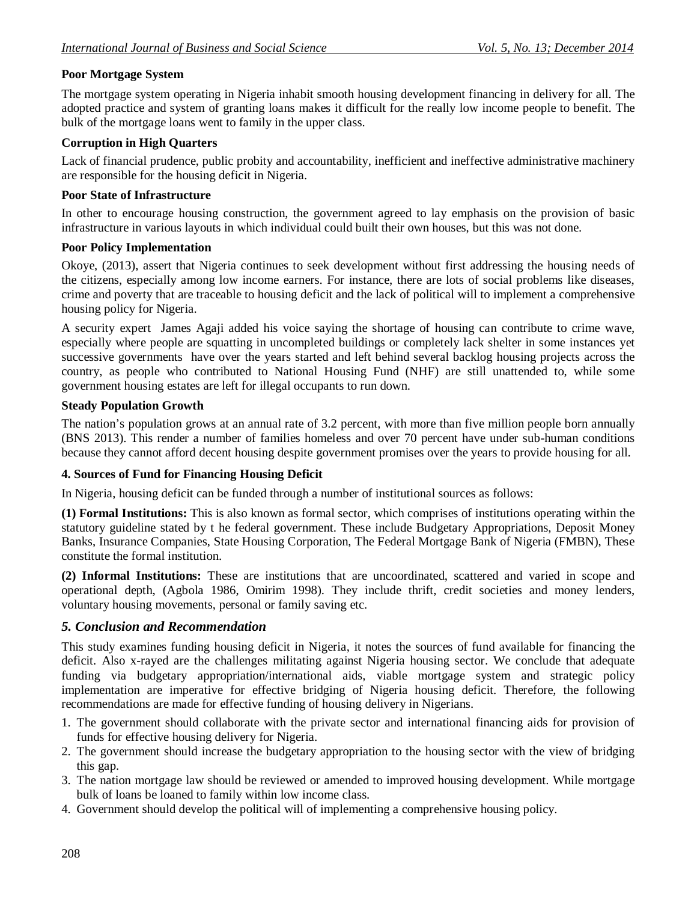**Poor Mortgage System**

The mortgage system operating in Nigeria inhabit smooth housing development financing in delivery for all. The adopted practice and system of granting loans makes it difficult for the really low income people to benefit. The bulk of the mortgage loans went to family in the upper class.

**Corruption in High Quarters**

Lack of financial prudence, public probity and accountability, inefficient and ineffective administrative machinery are responsible for the housing deficit in Nigeria.

**Poor State of Infrastructure**

In other to encourage housing construction, the government agreed to lay emphasis on the provision of basic infrastructure in various layouts in which individual could built their own houses, but this was not done.

**Poor Policy Implementation**

Okoye, (2013), assert that Nigeria continues to seek development without first addressing the housing needs of the citizens, especially among low income earners. For instance, there are lots of social problems like diseases, crime and poverty that are traceable to housing deficit and the lack of political will to implement a comprehensive housing policy for Nigeria.

A security expert James Agaji added his voice saying the shortage of housing can contribute to crime wave, especially where people are squatting in uncompleted buildings or completely lack shelter in some instances yet successive governments have over the years started and left behind several backlog housing projects across the country, as people who contributed to National Housing Fund (NHF) are still unattended to, while some government housing estates are left for illegal occupants to run down.

**Steady Population Growth**

The nation's population grows at an annual rate of 3.2 percent, with more than five million people born annually (BNS 2013). This render a number of families homeless and over 70 percent have under sub-human conditions because they cannot afford decent housing despite government promises over the years to provide housing for all.

**4. Sources of Fund for Financing Housing Deficit**

In Nigeria, housing deficit can be funded through a number of institutional sources as follows:

**(1) Formal Institutions:** This is also known as formal sector, which comprises of institutions operating within the statutory guideline stated by t he federal government. These include Budgetary Appropriations, Deposit Money Banks, Insurance Companies, State Housing Corporation, The Federal Mortgage Bank of Nigeria (FMBN), These constitute the formal institution.

**(2) Informal Institutions:** These are institutions that are uncoordinated, scattered and varied in scope and operational depth, (Agbola 1986, Omirim 1998). They include thrift, credit societies and money lenders, voluntary housing movements, personal or family saving etc.

## *5. Conclusion and Recommendation*

This study examines funding housing deficit in Nigeria, it notes the sources of fund available for financing the deficit. Also x-rayed are the challenges militating against Nigeria housing sector. We conclude that adequate funding via budgetary appropriation/international aids, viable mortgage system and strategic policy implementation are imperative for effective bridging of Nigeria housing deficit. Therefore, the following recommendations are made for effective funding of housing delivery in Nigerians.

1. The government should collaborate with the private sector and international financing aids for provision of funds for effective housing delivery for Nigeria.
2. The government should increase the budgetary appropriation to the housing sector with the view of bridging this gap.
3. The nation mortgage law should be reviewed or amended to improved housing development. While mortgage bulk of loans be loaned to family within low income class.
4. Government should develop the political will of implementing a comprehensive housing policy.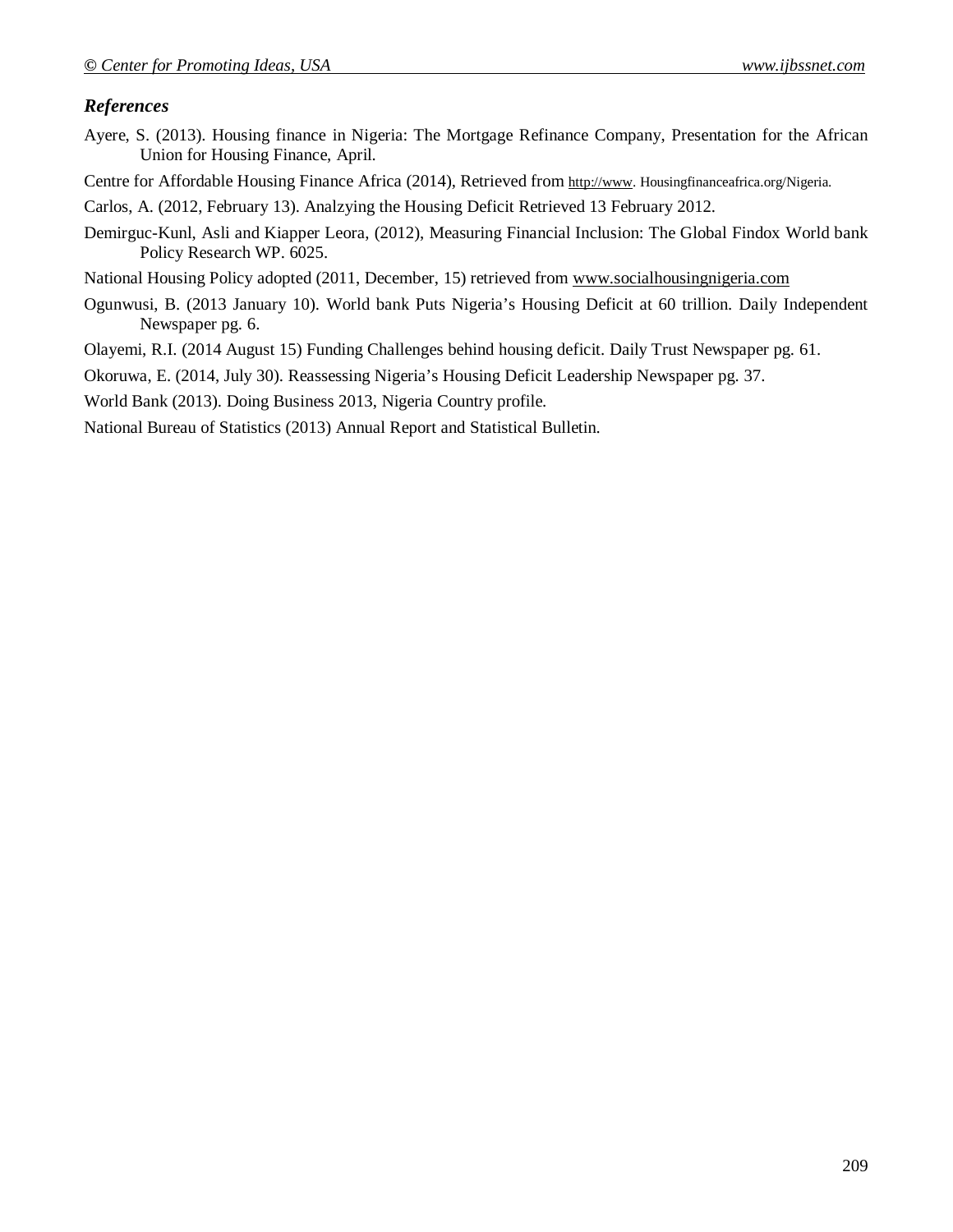### *References*

Ayere, S. (2013). Housing finance in Nigeria: The Mortgage Refinance Company, Presentation for the African Union for Housing Finance, April.

Centre for Affordable Housing Finance Africa (2014), Retrieved from http://www. Housingfinanceafrica.org/Nigeria.

Carlos, A. (2012, February 13). Analzying the Housing Deficit Retrieved 13 February 2012.

Demirguc-Kunl, Asli and Kiapper Leora, (2012), Measuring Financial Inclusion: The Global Findox World bank Policy Research WP. 6025.

National Housing Policy adopted (2011, December, 15) retrieved from www.socialhousingnigeria.com

Ogunwusi, B. (2013 January 10). World bank Puts Nigeria's Housing Deficit at 60 trillion. Daily Independent Newspaper pg. 6.

Olayemi, R.I. (2014 August 15) Funding Challenges behind housing deficit. Daily Trust Newspaper pg. 61.

Okoruwa, E. (2014, July 30). Reassessing Nigeria's Housing Deficit Leadership Newspaper pg. 37.

World Bank (2013). Doing Business 2013, Nigeria Country profile.

National Bureau of Statistics (2013) Annual Report and Statistical Bulletin.